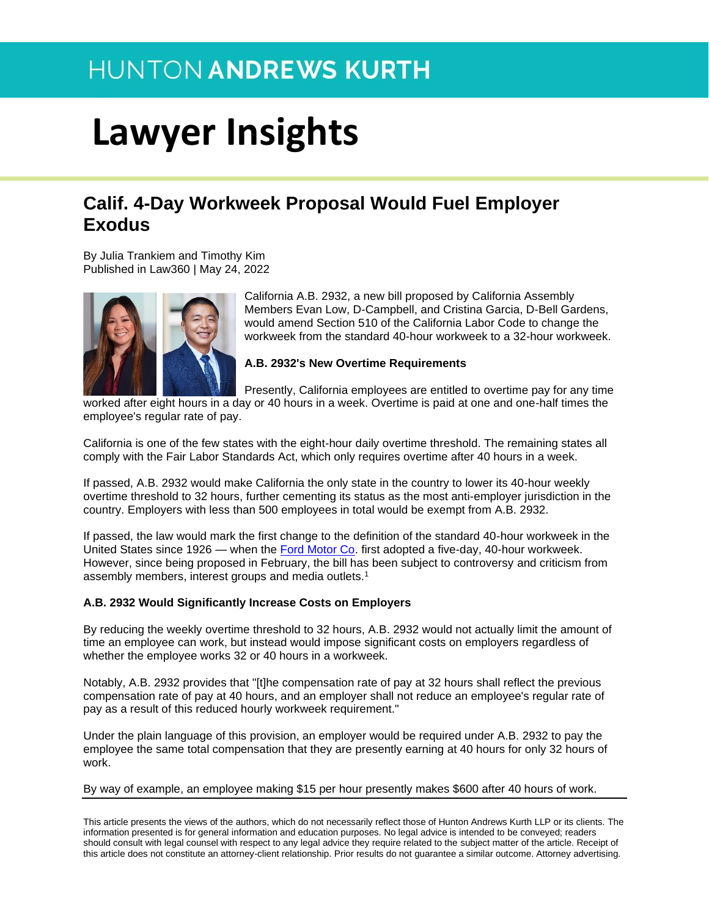HUNTON ANDREWS KURTH

# Lawyer Insights

## Calif. 4-Day Workweek Proposal Would Fuel Employer Exodus

By Julia Trankiem and Timothy Kim
Published in Law360 | May 24, 2022

California A.B. 2932, a new bill proposed by California Assembly Members Evan Low, D-Campbell, and Cristina Garcia, D-Bell Gardens, would amend Section 510 of the California Labor Code to change the workweek from the standard 40-hour workweek to a 32-hour workweek.

**A.B. 2932's New Overtime Requirements**

Presently, California employees are entitled to overtime pay for any time worked after eight hours in a day or 40 hours in a week. Overtime is paid at one and one-half times the employee's regular rate of pay.

California is one of the few states with the eight-hour daily overtime threshold. The remaining states all comply with the Fair Labor Standards Act, which only requires overtime after 40 hours in a week.

If passed, A.B. 2932 would make California the only state in the country to lower its 40-hour weekly overtime threshold to 32 hours, further cementing its status as the most anti-employer jurisdiction in the country. Employers with less than 500 employees in total would be exempt from A.B. 2932.

If passed, the law would mark the first change to the definition of the standard 40-hour workweek in the United States since 1926 — when the Ford Motor Co. first adopted a five-day, 40-hour workweek. However, since being proposed in February, the bill has been subject to controversy and criticism from assembly members, interest groups and media outlets.[1]

**A.B. 2932 Would Significantly Increase Costs on Employers**

By reducing the weekly overtime threshold to 32 hours, A.B. 2932 would not actually limit the amount of time an employee can work, but instead would impose significant costs on employers regardless of whether the employee works 32 or 40 hours in a workweek.

Notably, A.B. 2932 provides that "[t]he compensation rate of pay at 32 hours shall reflect the previous compensation rate of pay at 40 hours, and an employer shall not reduce an employee's regular rate of pay as a result of this reduced hourly workweek requirement."

Under the plain language of this provision, an employer would be required under A.B. 2932 to pay the employee the same total compensation that they are presently earning at 40 hours for only 32 hours of work.

By way of example, an employee making $15 per hour presently makes $600 after 40 hours of work.

This article presents the views of the authors, which do not necessarily reflect those of Hunton Andrews Kurth LLP or its clients. The information presented is for general information and education purposes. No legal advice is intended to be conveyed; readers should consult with legal counsel with respect to any legal advice they require related to the subject matter of the article. Receipt of this article does not constitute an attorney-client relationship. Prior results do not guarantee a similar outcome. Attorney advertising.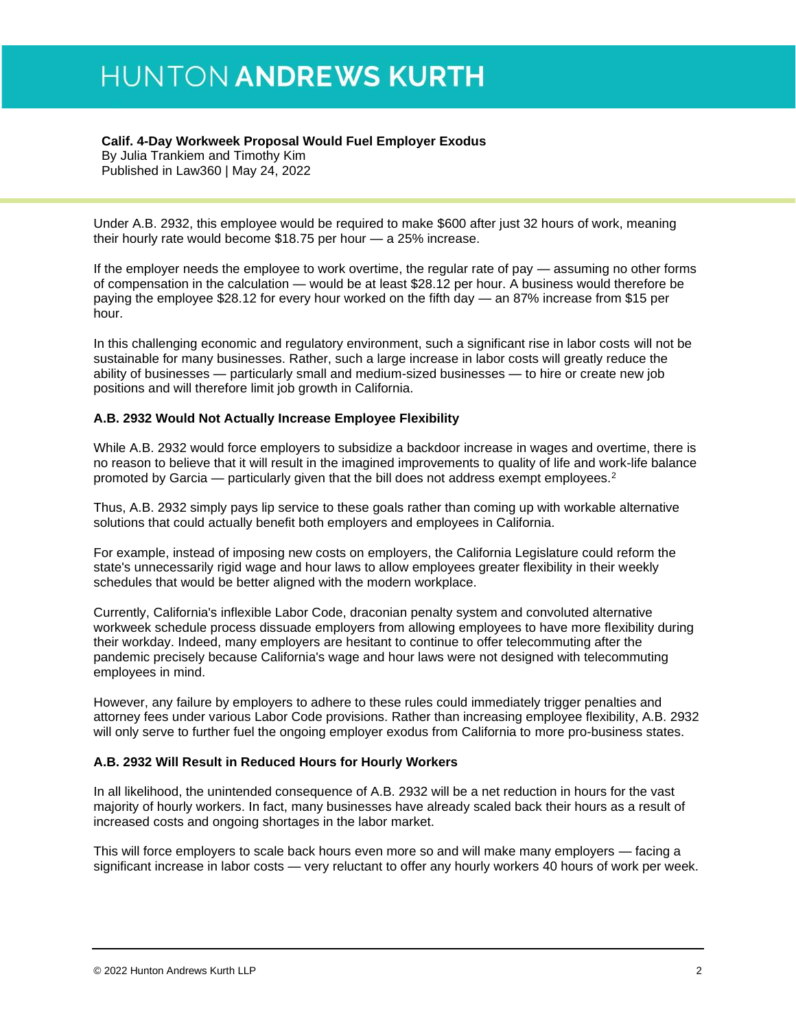Under A.B. 2932, this employee would be required to make $600 after just 32 hours of work, meaning their hourly rate would become $18.75 per hour — a 25% increase.

If the employer needs the employee to work overtime, the regular rate of pay — assuming no other forms of compensation in the calculation — would be at least $28.12 per hour. A business would therefore be paying the employee $28.12 for every hour worked on the fifth day — an 87% increase from $15 per hour.

In this challenging economic and regulatory environment, such a significant rise in labor costs will not be sustainable for many businesses. Rather, such a large increase in labor costs will greatly reduce the ability of businesses — particularly small and medium-sized businesses — to hire or create new job positions and will therefore limit job growth in California.

**A.B. 2932 Would Not Actually Increase Employee Flexibility**

While A.B. 2932 would force employers to subsidize a backdoor increase in wages and overtime, there is no reason to believe that it will result in the imagined improvements to quality of life and work-life balance promoted by Garcia — particularly given that the bill does not address exempt employees.[2]

Thus, A.B. 2932 simply pays lip service to these goals rather than coming up with workable alternative solutions that could actually benefit both employers and employees in California.

For example, instead of imposing new costs on employers, the California Legislature could reform the state's unnecessarily rigid wage and hour laws to allow employees greater flexibility in their weekly schedules that would be better aligned with the modern workplace.

Currently, California's inflexible Labor Code, draconian penalty system and convoluted alternative workweek schedule process dissuade employers from allowing employees to have more flexibility during their workday. Indeed, many employers are hesitant to continue to offer telecommuting after the pandemic precisely because California's wage and hour laws were not designed with telecommuting employees in mind.

However, any failure by employers to adhere to these rules could immediately trigger penalties and attorney fees under various Labor Code provisions. Rather than increasing employee flexibility, A.B. 2932 will only serve to further fuel the ongoing employer exodus from California to more pro-business states.

**A.B. 2932 Will Result in Reduced Hours for Hourly Workers**

In all likelihood, the unintended consequence of A.B. 2932 will be a net reduction in hours for the vast majority of hourly workers. In fact, many businesses have already scaled back their hours as a result of increased costs and ongoing shortages in the labor market.

This will force employers to scale back hours even more so and will make many employers — facing a significant increase in labor costs — very reluctant to offer any hourly workers 40 hours of work per week.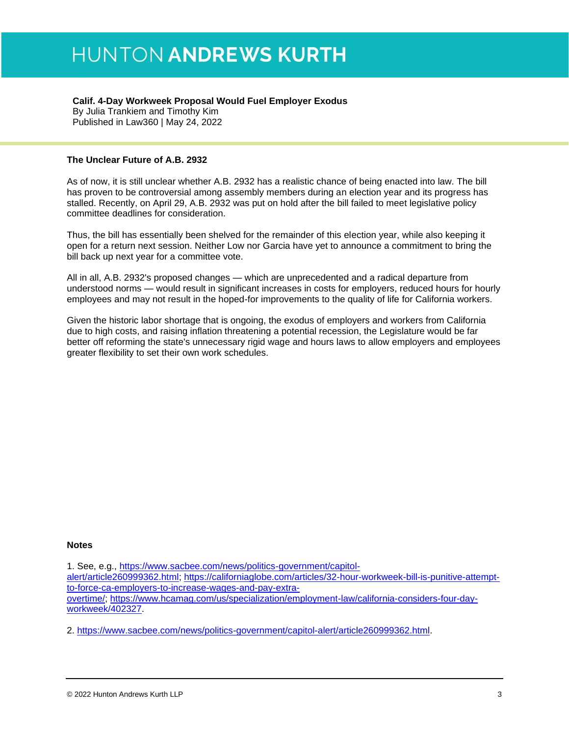## The Unclear Future of A.B. 2932

As of now, it is still unclear whether A.B. 2932 has a realistic chance of being enacted into law. The bill has proven to be controversial among assembly members during an election year and its progress has stalled. Recently, on April 29, A.B. 2932 was put on hold after the bill failed to meet legislative policy committee deadlines for consideration.

Thus, the bill has essentially been shelved for the remainder of this election year, while also keeping it open for a return next session. Neither Low nor Garcia have yet to announce a commitment to bring the bill back up next year for a committee vote.

All in all, A.B. 2932's proposed changes — which are unprecedented and a radical departure from understood norms — would result in significant increases in costs for employers, reduced hours for hourly employees and may not result in the hoped-for improvements to the quality of life for California workers.

Given the historic labor shortage that is ongoing, the exodus of employers and workers from California due to high costs, and raising inflation threatening a potential recession, the Legislature would be far better off reforming the state's unnecessary rigid wage and hours laws to allow employers and employees greater flexibility to set their own work schedules.

### Notes

1. See, e.g., https://www.sacbee.com/news/politics-government/capitol-alert/article260999362.html; https://californiaglobe.com/articles/32-hour-workweek-bill-is-punitive-attempt-to-force-ca-employers-to-increase-wages-and-pay-extra-overtime/; https://www.hcamag.com/us/specialization/employment-law/california-considers-four-day-workweek/402327.

2. https://www.sacbee.com/news/politics-government/capitol-alert/article260999362.html.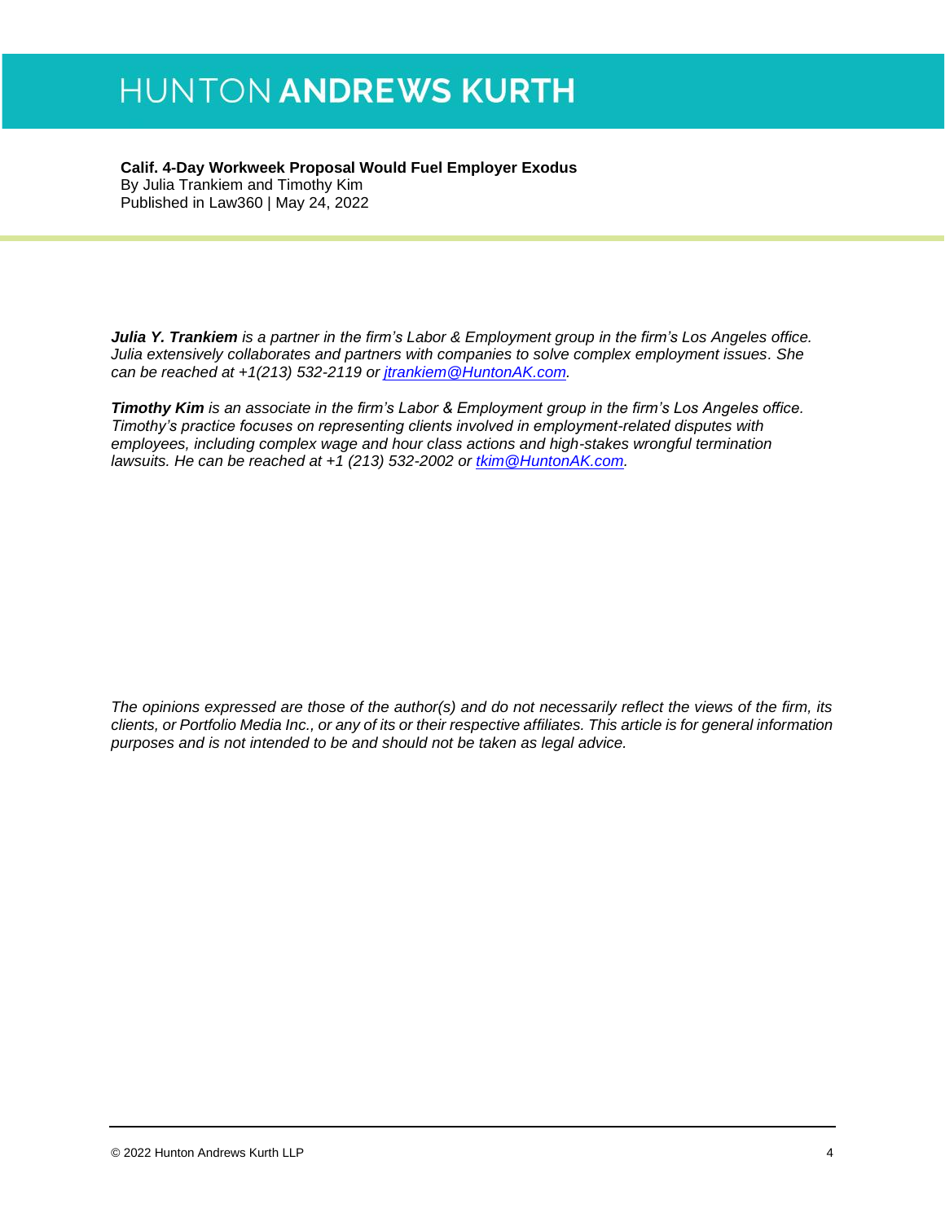**Calif. 4-Day Workweek Proposal Would Fuel Employer Exodus**
By Julia Trankiem and Timothy Kim
Published in Law360 | May 24, 2022

***Julia Y. Trankiem*** *is a partner in the firm's Labor & Employment group in the firm's Los Angeles office. Julia extensively collaborates and partners with companies to solve complex employment issues. She can be reached at +1(213) 532-2119 or [jtrankiem@HuntonAK.com](mailto:jtrankiem@HuntonAK.com).*

***Timothy Kim*** *is an associate in the firm's Labor & Employment group in the firm's Los Angeles office. Timothy's practice focuses on representing clients involved in employment-related disputes with employees, including complex wage and hour class actions and high-stakes wrongful termination lawsuits. He can be reached at +1 (213) 532-2002 or [tkim@HuntonAK.com](mailto:tkim@HuntonAK.com).*

*The opinions expressed are those of the author(s) and do not necessarily reflect the views of the firm, its clients, or Portfolio Media Inc., or any of its or their respective affiliates. This article is for general information purposes and is not intended to be and should not be taken as legal advice.*